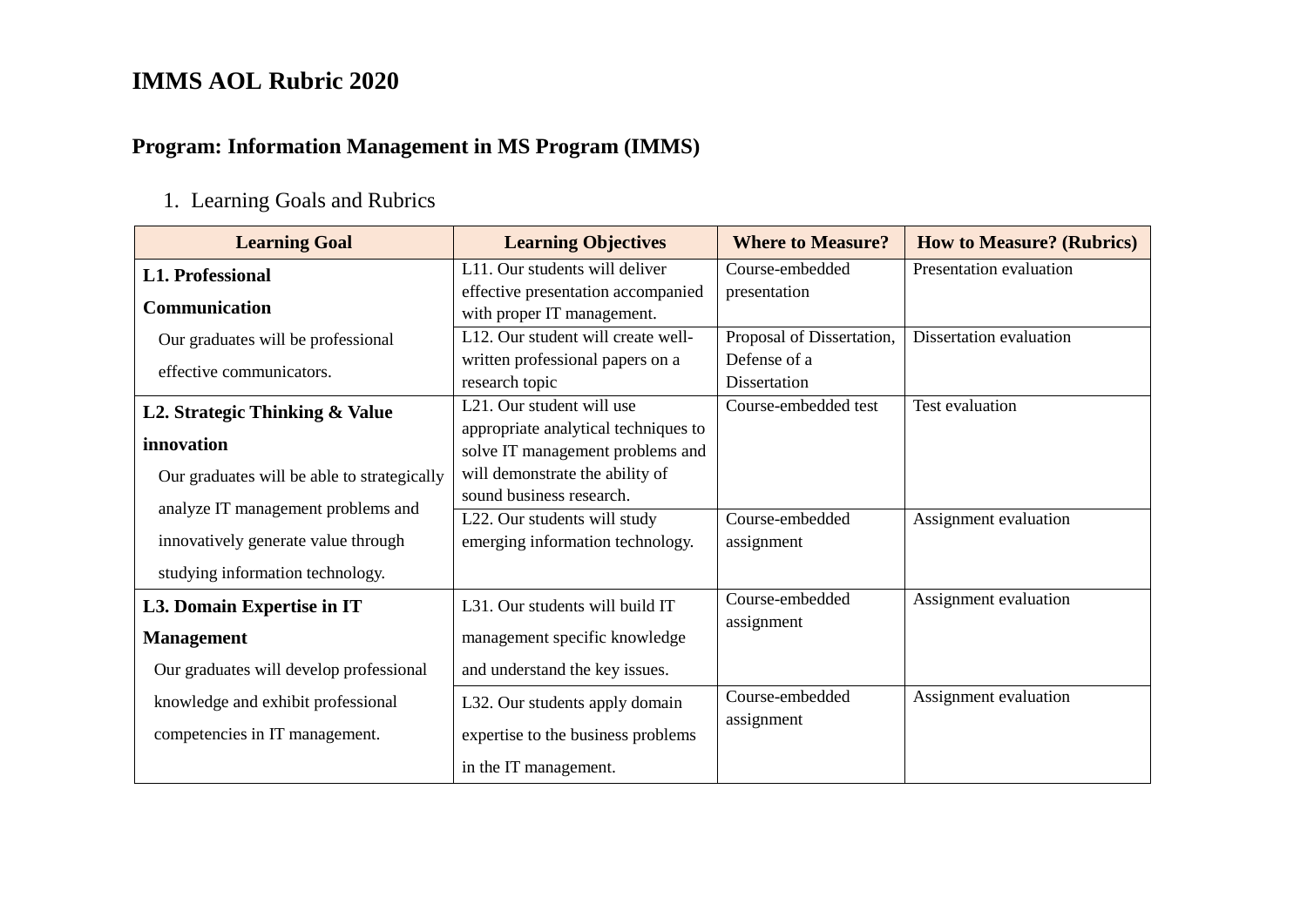# IMMS AOL Rubric 2020

## Program: Information Management in MS Program (IMMS)

1. Learning Goals and Rubrics

| Learning Goal | Learning Objectives | Where to Measure? | How to Measure? (Rubrics) |
|---|---|---|---|
| **L1. Professional Communication** Our graduates will be professional effective communicators. | L11. Our students will deliver effective presentation accompanied with proper IT management. | Course-embedded presentation | Presentation evaluation |
| | L12. Our student will create well-written professional papers on a research topic | Proposal of Dissertation, Defense of a Dissertation | Dissertation evaluation |
| **L2. Strategic Thinking & Value innovation** Our graduates will be able to strategically analyze IT management problems and innovatively generate value through studying information technology. | L21. Our student will use appropriate analytical techniques to solve IT management problems and will demonstrate the ability of sound business research. | Course-embedded test | Test evaluation |
| | L22. Our students will study emerging information technology. | Course-embedded assignment | Assignment evaluation |
| **L3. Domain Expertise in IT Management** Our graduates will develop professional knowledge and exhibit professional competencies in IT management. | L31. Our students will build IT management specific knowledge and understand the key issues. | Course-embedded assignment | Assignment evaluation |
| | L32. Our students apply domain expertise to the business problems in the IT management. | Course-embedded assignment | Assignment evaluation |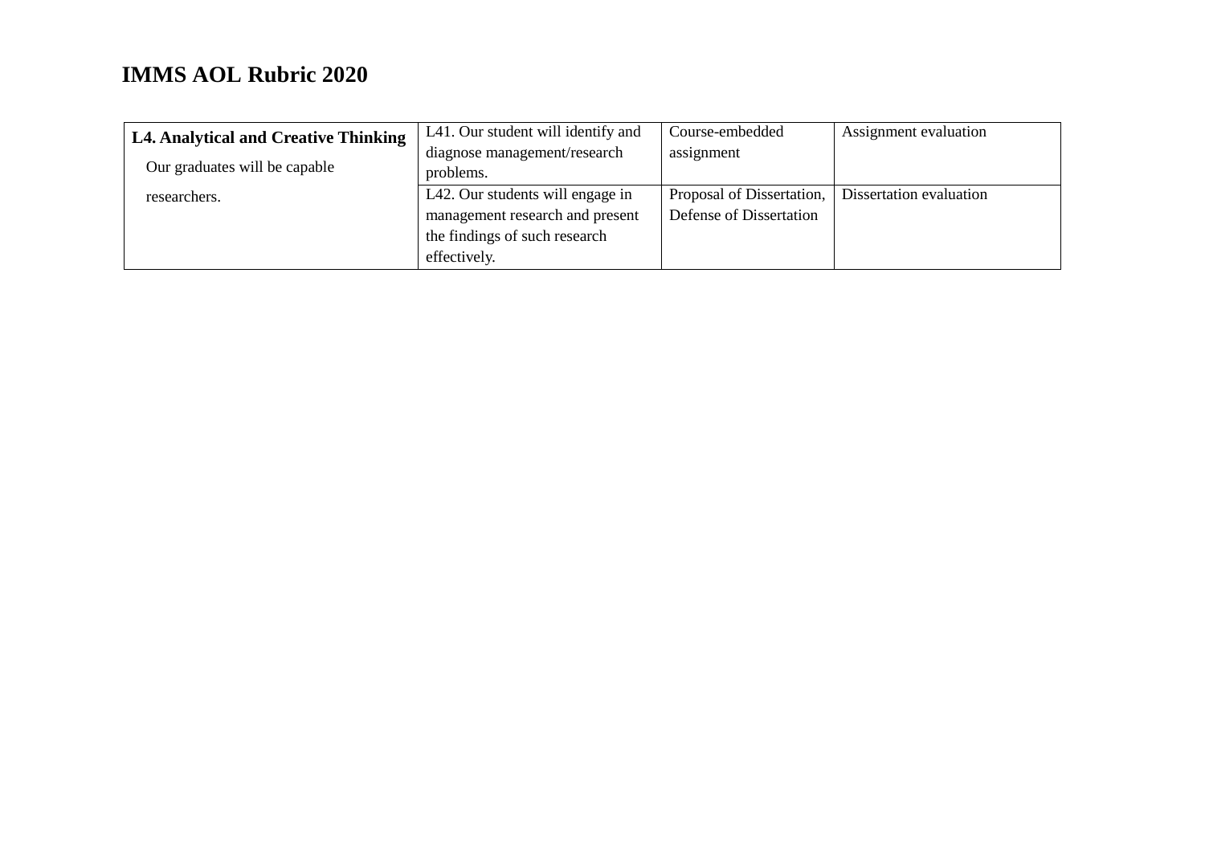**IMMS AOL Rubric 2020**

| **L4. Analytical and Creative Thinking** Our graduates will be capable researchers. | L41. Our student will identify and diagnose management/research problems. | Course-embedded assignment | Assignment evaluation |
|---|---|---|---|
| | L42. Our students will engage in management research and present the findings of such research effectively. | Proposal of Dissertation, Defense of Dissertation | Dissertation evaluation |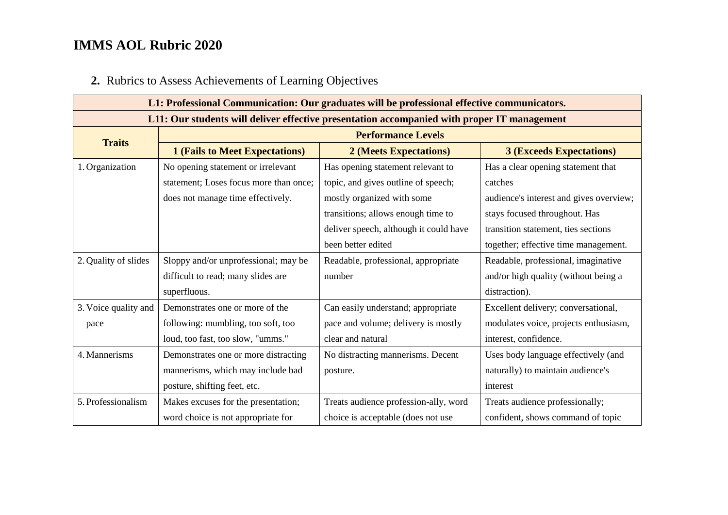# IMMS AOL Rubric 2020

**2.** Rubrics to Assess Achievements of Learning Objectives

| **L1: Professional Communication: Our graduates will be professional effective communicators.** | | | |
|---|---|---|---|
| **L11: Our students will deliver effective presentation accompanied with proper IT management** | | | |
| **Traits** | **Performance Levels** | | |
| | **1 (Fails to Meet Expectations)** | **2 (Meets Expectations)** | **3 (Exceeds Expectations)** |
| 1. Organization | No opening statement or irrelevant statement; Loses focus more than once; does not manage time effectively. | Has opening statement relevant to topic, and gives outline of speech; mostly organized with some transitions; allows enough time to deliver speech, although it could have been better edited | Has a clear opening statement that catches audience's interest and gives overview; stays focused throughout. Has transition statement, ties sections together; effective time management. |
| 2. Quality of slides | Sloppy and/or unprofessional; may be difficult to read; many slides are superfluous. | Readable, professional, appropriate number | Readable, professional, imaginative and/or high quality (without being a distraction). |
| 3. Voice quality and pace | Demonstrates one or more of the following: mumbling, too soft, too loud, too fast, too slow, "umms." | Can easily understand; appropriate pace and volume; delivery is mostly clear and natural | Excellent delivery; conversational, modulates voice, projects enthusiasm, interest, confidence. |
| 4. Mannerisms | Demonstrates one or more distracting mannerisms, which may include bad posture, shifting feet, etc. | No distracting mannerisms. Decent posture. | Uses body language effectively (and naturally) to maintain audience's interest |
| 5. Professionalism | Makes excuses for the presentation; word choice is not appropriate for | Treats audience profession-ally, word choice is acceptable (does not use | Treats audience professionally; confident, shows command of topic |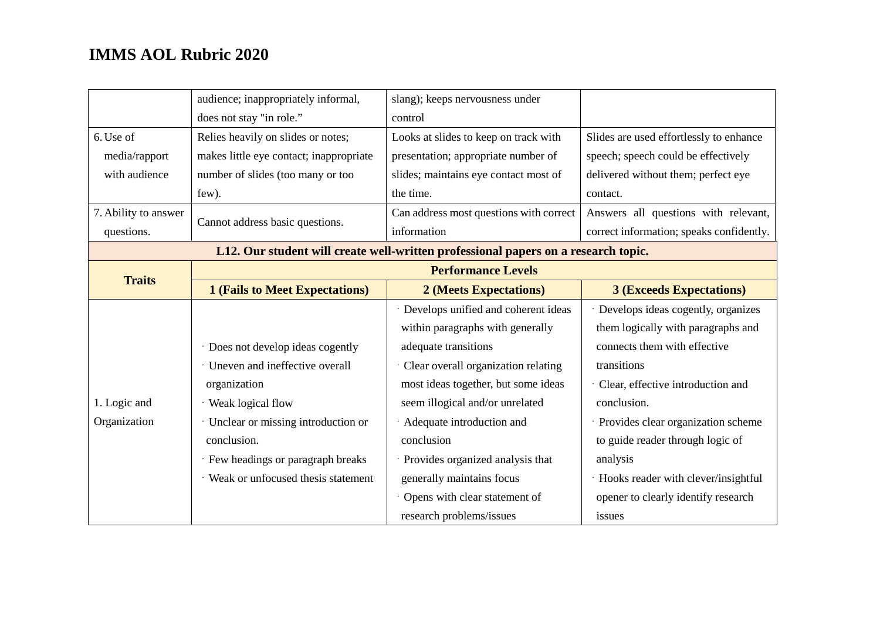# IMMS AOL Rubric 2020

| | | | |
|---|---|---|---|
| | audience; inappropriately informal, does not stay "in role.” | slang); keeps nervousness under control | |
| 6. Use of media/rapport with audience | Relies heavily on slides or notes; makes little eye contact; inappropriate number of slides (too many or too few). | Looks at slides to keep on track with presentation; appropriate number of slides; maintains eye contact most of the time. | Slides are used effortlessly to enhance speech; speech could be effectively delivered without them; perfect eye contact. |
| 7. Ability to answer questions. | Cannot address basic questions. | Can address most questions with correct information | Answers all questions with relevant, correct information; speaks confidently. |

**L12. Our student will create well-written professional papers on a research topic.**

| Traits | Performance Levels | | |
|---|---|---|---|
| | **1 (Fails to Meet Expectations)** | **2 (Meets Expectations)** | **3 (Exceeds Expectations)** |
| 1. Logic and Organization | · Does not develop ideas cogently<br>· Uneven and ineffective overall organization<br>· Weak logical flow<br>· Unclear or missing introduction or conclusion.<br>· Few headings or paragraph breaks<br>· Weak or unfocused thesis statement | · Develops unified and coherent ideas within paragraphs with generally adequate transitions<br>· Clear overall organization relating most ideas together, but some ideas seem illogical and/or unrelated<br>· Adequate introduction and conclusion<br>· Provides organized analysis that generally maintains focus<br>· Opens with clear statement of research problems/issues | · Develops ideas cogently, organizes them logically with paragraphs and connects them with effective transitions<br>· Clear, effective introduction and conclusion.<br>· Provides clear organization scheme to guide reader through logic of analysis<br>· Hooks reader with clever/insightful opener to clearly identify research issues |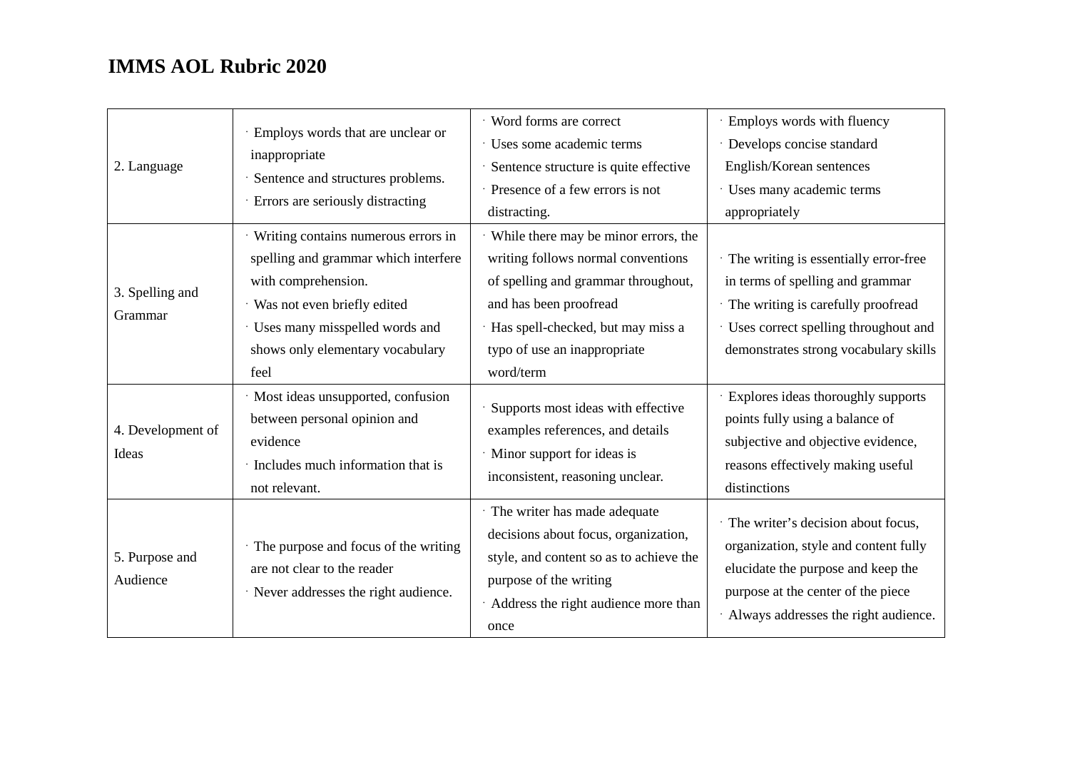# IMMS AOL Rubric 2020

| | | | |
|---|---|---|---|
| 2. Language | · Employs words that are unclear or inappropriate<br>· Sentence and structures problems.<br>· Errors are seriously distracting | · Word forms are correct<br>· Uses some academic terms<br>· Sentence structure is quite effective<br>· Presence of a few errors is not distracting. | · Employs words with fluency<br>· Develops concise standard English/Korean sentences<br>· Uses many academic terms appropriately |
| 3. Spelling and Grammar | · Writing contains numerous errors in spelling and grammar which interfere with comprehension.<br>· Was not even briefly edited<br>· Uses many misspelled words and shows only elementary vocabulary feel | · While there may be minor errors, the writing follows normal conventions of spelling and grammar throughout, and has been proofread<br>· Has spell-checked, but may miss a typo of use an inappropriate word/term | · The writing is essentially error-free in terms of spelling and grammar<br>· The writing is carefully proofread<br>· Uses correct spelling throughout and demonstrates strong vocabulary skills |
| 4. Development of Ideas | · Most ideas unsupported, confusion between personal opinion and evidence<br>· Includes much information that is not relevant. | · Supports most ideas with effective examples references, and details<br>· Minor support for ideas is inconsistent, reasoning unclear. | · Explores ideas thoroughly supports points fully using a balance of subjective and objective evidence, reasons effectively making useful distinctions |
| 5. Purpose and Audience | · The purpose and focus of the writing are not clear to the reader<br>· Never addresses the right audience. | · The writer has made adequate decisions about focus, organization, style, and content so as to achieve the purpose of the writing<br>· Address the right audience more than once | · The writer's decision about focus, organization, style and content fully elucidate the purpose and keep the purpose at the center of the piece<br>· Always addresses the right audience. |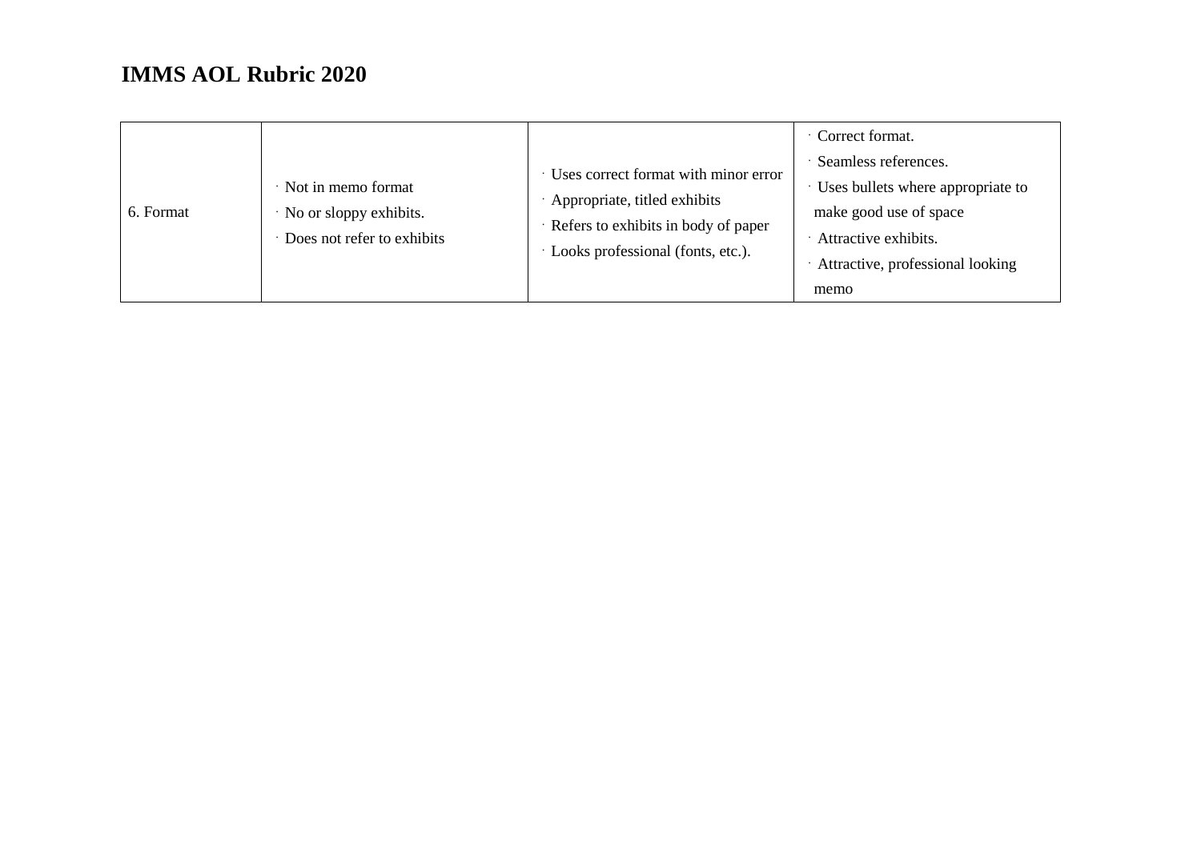# IMMS AOL Rubric 2020

| 6. Format | · Not in memo format<br>· No or sloppy exhibits.<br>· Does not refer to exhibits | · Uses correct format with minor error<br>· Appropriate, titled exhibits<br>· Refers to exhibits in body of paper<br>· Looks professional (fonts, etc.). | · Correct format.<br>· Seamless references.<br>· Uses bullets where appropriate to make good use of space<br>· Attractive exhibits.<br>· Attractive, professional looking memo |
|---|---|---|---|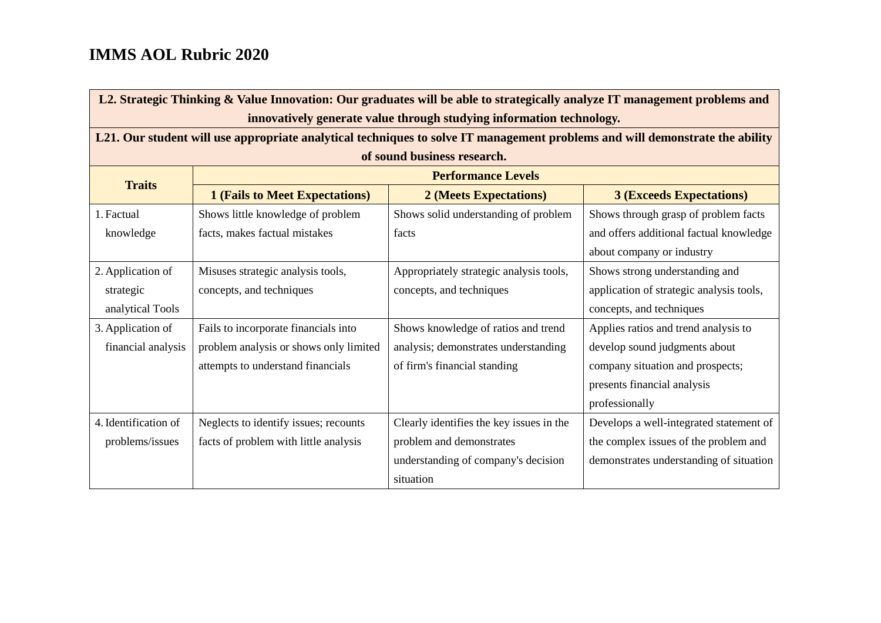# IMMS AOL Rubric 2020

| L2. Strategic Thinking & Value Innovation: Our graduates will be able to strategically analyze IT management problems and innovatively generate value through studying information technology. | | | |
|---|---|---|---|
| **L21. Our student will use appropriate analytical techniques to solve IT management problems and will demonstrate the ability of sound business research.** | | | |
| **Traits** | **Performance Levels** | | |
| | **1 (Fails to Meet Expectations)** | **2 (Meets Expectations)** | **3 (Exceeds Expectations)** |
| 1. Factual knowledge | Shows little knowledge of problem facts, makes factual mistakes | Shows solid understanding of problem facts | Shows through grasp of problem facts and offers additional factual knowledge about company or industry |
| 2. Application of strategic analytical Tools | Misuses strategic analysis tools, concepts, and techniques | Appropriately strategic analysis tools, concepts, and techniques | Shows strong understanding and application of strategic analysis tools, concepts, and techniques |
| 3. Application of financial analysis | Fails to incorporate financials into problem analysis or shows only limited attempts to understand financials | Shows knowledge of ratios and trend analysis; demonstrates understanding of firm's financial standing | Applies ratios and trend analysis to develop sound judgments about company situation and prospects; presents financial analysis professionally |
| 4. Identification of problems/issues | Neglects to identify issues; recounts facts of problem with little analysis | Clearly identifies the key issues in the problem and demonstrates understanding of company's decision situation | Develops a well-integrated statement of the complex issues of the problem and demonstrates understanding of situation |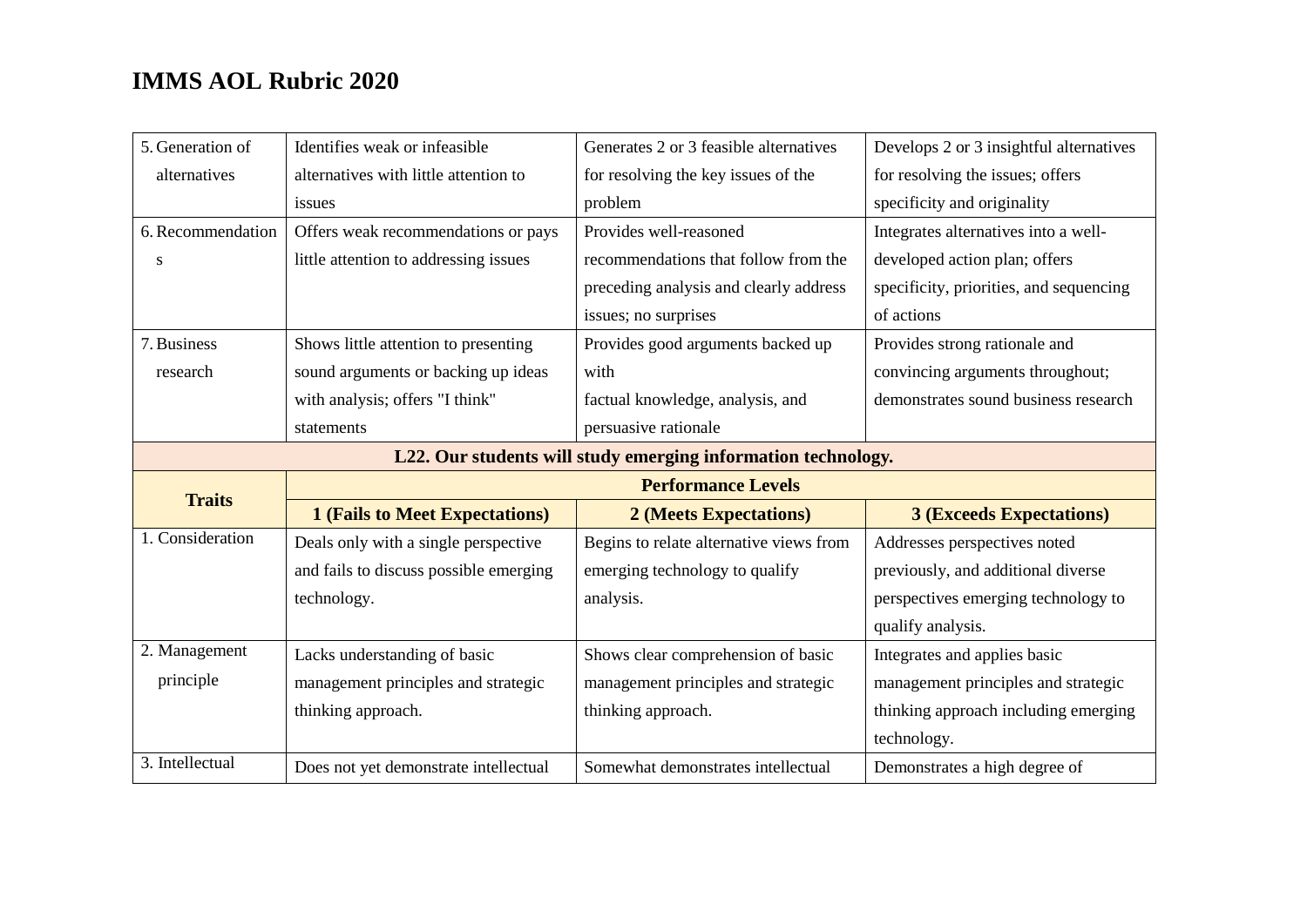# IMMS AOL Rubric 2020

| | | | |
|---|---|---|---|
| 5. Generation of alternatives | Identifies weak or infeasible alternatives with little attention to issues | Generates 2 or 3 feasible alternatives for resolving the key issues of the problem | Develops 2 or 3 insightful alternatives for resolving the issues; offers specificity and originality |
| 6. Recommendations | Offers weak recommendations or pays little attention to addressing issues | Provides well-reasoned recommendations that follow from the preceding analysis and clearly address issues; no surprises | Integrates alternatives into a well-developed action plan; offers specificity, priorities, and sequencing of actions |
| 7. Business research | Shows little attention to presenting sound arguments or backing up ideas with analysis; offers "I think" statements | Provides good arguments backed up with factual knowledge, analysis, and persuasive rationale | Provides strong rationale and convincing arguments throughout; demonstrates sound business research |

**L22. Our students will study emerging information technology.**

| Traits | Performance Levels | | |
|---|---|---|---|
| | **1 (Fails to Meet Expectations)** | **2 (Meets Expectations)** | **3 (Exceeds Expectations)** |
| 1. Consideration | Deals only with a single perspective and fails to discuss possible emerging technology. | Begins to relate alternative views from emerging technology to qualify analysis. | Addresses perspectives noted previously, and additional diverse perspectives emerging technology to qualify analysis. |
| 2. Management principle | Lacks understanding of basic management principles and strategic thinking approach. | Shows clear comprehension of basic management principles and strategic thinking approach. | Integrates and applies basic management principles and strategic thinking approach including emerging technology. |
| 3. Intellectual | Does not yet demonstrate intellectual | Somewhat demonstrates intellectual | Demonstrates a high degree of |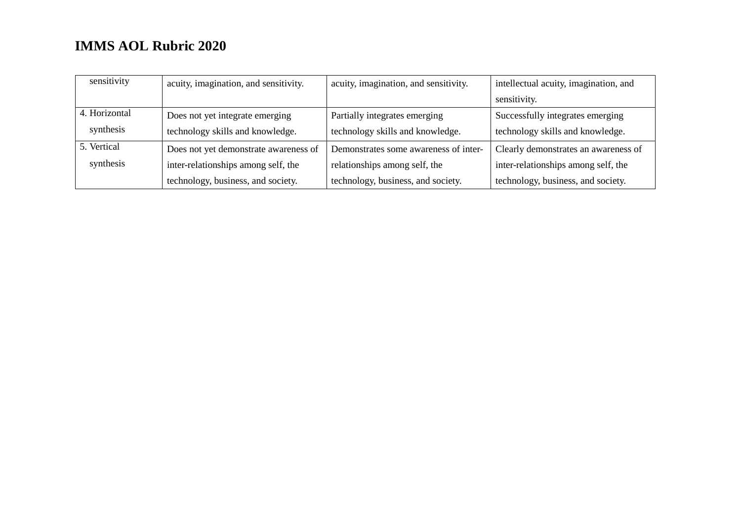| sensitivity | acuity, imagination, and sensitivity. | acuity, imagination, and sensitivity. | intellectual acuity, imagination, and sensitivity. |
|---|---|---|---|
| 4. Horizontal synthesis | Does not yet integrate emerging technology skills and knowledge. | Partially integrates emerging technology skills and knowledge. | Successfully integrates emerging technology skills and knowledge. |
| 5. Vertical synthesis | Does not yet demonstrate awareness of inter-relationships among self, the technology, business, and society. | Demonstrates some awareness of inter-relationships among self, the technology, business, and society. | Clearly demonstrates an awareness of inter-relationships among self, the technology, business, and society. |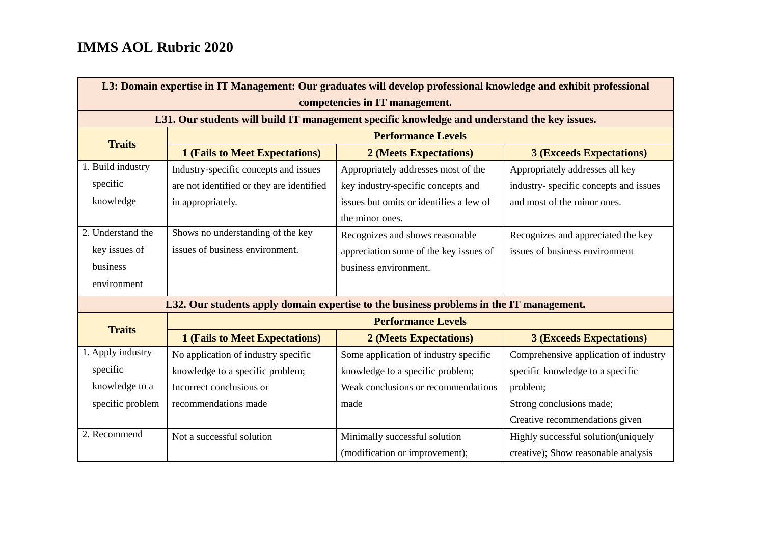# IMMS AOL Rubric 2020

| L3: Domain expertise in IT Management: Our graduates will develop professional knowledge and exhibit professional competencies in IT management. | | | |
|---|---|---|---|
| **L31. Our students will build IT management specific knowledge and understand the key issues.** | | | |
| **Traits** | **Performance Levels** | | |
| | **1 (Fails to Meet Expectations)** | **2 (Meets Expectations)** | **3 (Exceeds Expectations)** |
| 1. Build industry specific knowledge | Industry-specific concepts and issues are not identified or they are identified in appropriately. | Appropriately addresses most of the key industry-specific concepts and issues but omits or identifies a few of the minor ones. | Appropriately addresses all key industry- specific concepts and issues and most of the minor ones. |
| 2. Understand the key issues of business environment | Shows no understanding of the key issues of business environment. | Recognizes and shows reasonable appreciation some of the key issues of business environment. | Recognizes and appreciated the key issues of business environment |
| **L32. Our students apply domain expertise to the business problems in the IT management.** | | | |
| **Traits** | **Performance Levels** | | |
| | **1 (Fails to Meet Expectations)** | **2 (Meets Expectations)** | **3 (Exceeds Expectations)** |
| 1. Apply industry specific knowledge to a specific problem | No application of industry specific knowledge to a specific problem; Incorrect conclusions or recommendations made | Some application of industry specific knowledge to a specific problem; Weak conclusions or recommendations made | Comprehensive application of industry specific knowledge to a specific problem; Strong conclusions made; Creative recommendations given |
| 2. Recommend | Not a successful solution | Minimally successful solution (modification or improvement); | Highly successful solution(uniquely creative); Show reasonable analysis |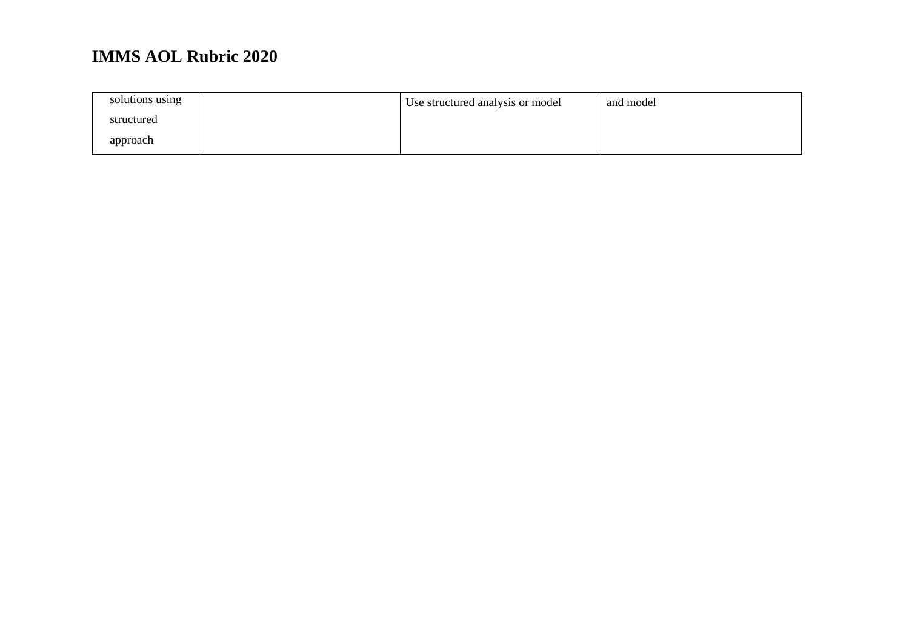| solutions using structured approach | | Use structured analysis or model | and model |
|---|---|---|---|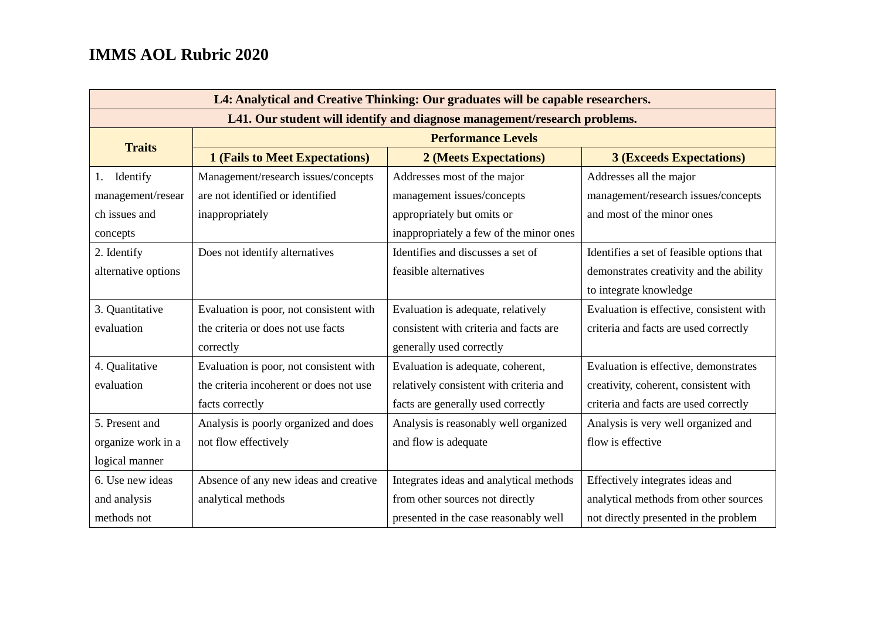# IMMS AOL Rubric 2020

| L4: Analytical and Creative Thinking: Our graduates will be capable researchers. | | | |
|---|---|---|---|
| **L41. Our student will identify and diagnose management/research problems.** | | | |
| **Traits** | **Performance Levels** | | |
| | **1 (Fails to Meet Expectations)** | **2 (Meets Expectations)** | **3 (Exceeds Expectations)** |
| 1. Identify management/research issues and concepts | Management/research issues/concepts are not identified or identified inappropriately | Addresses most of the major management issues/concepts appropriately but omits or inappropriately a few of the minor ones | Addresses all the major management/research issues/concepts and most of the minor ones |
| 2. Identify alternative options | Does not identify alternatives | Identifies and discusses a set of feasible alternatives | Identifies a set of feasible options that demonstrates creativity and the ability to integrate knowledge |
| 3. Quantitative evaluation | Evaluation is poor, not consistent with the criteria or does not use facts correctly | Evaluation is adequate, relatively consistent with criteria and facts are generally used correctly | Evaluation is effective, consistent with criteria and facts are used correctly |
| 4. Qualitative evaluation | Evaluation is poor, not consistent with the criteria incoherent or does not use facts correctly | Evaluation is adequate, coherent, relatively consistent with criteria and facts are generally used correctly | Evaluation is effective, demonstrates creativity, coherent, consistent with criteria and facts are used correctly |
| 5. Present and organize work in a logical manner | Analysis is poorly organized and does not flow effectively | Analysis is reasonably well organized and flow is adequate | Analysis is very well organized and flow is effective |
| 6. Use new ideas and analysis methods not | Absence of any new ideas and creative analytical methods | Integrates ideas and analytical methods from other sources not directly presented in the case reasonably well | Effectively integrates ideas and analytical methods from other sources not directly presented in the problem |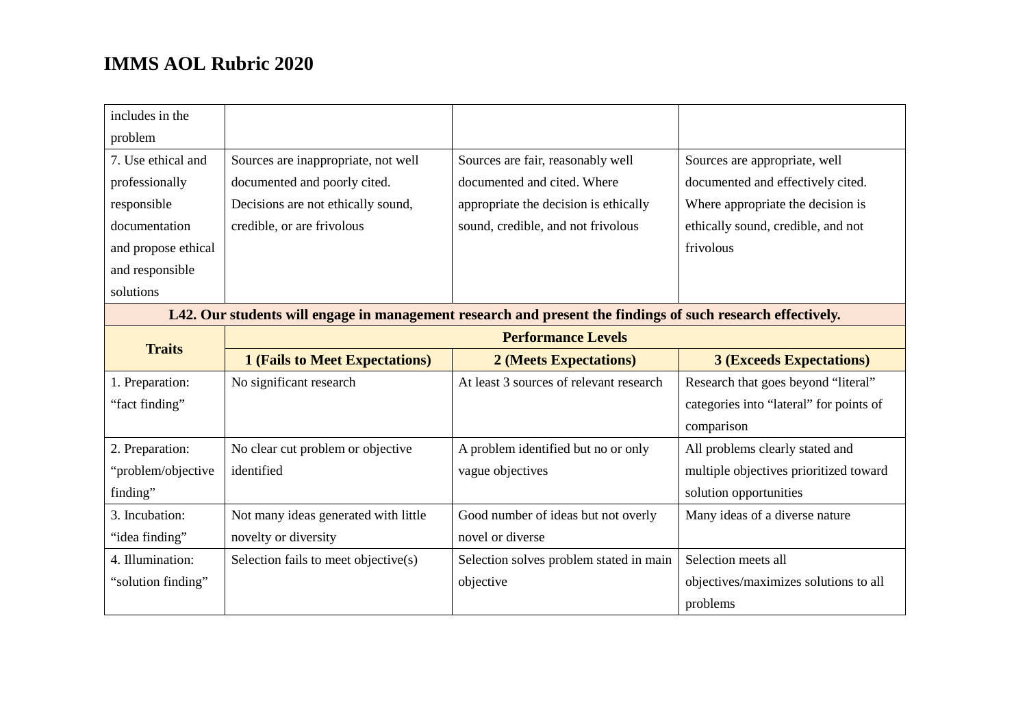# IMMS AOL Rubric 2020

| | | | |
|---|---|---|---|
| includes in the problem | | | |
| 7. Use ethical and professionally responsible documentation and propose ethical and responsible solutions | Sources are inappropriate, not well documented and poorly cited. Decisions are not ethically sound, credible, or are frivolous | Sources are fair, reasonably well documented and cited. Where appropriate the decision is ethically sound, credible, and not frivolous | Sources are appropriate, well documented and effectively cited. Where appropriate the decision is ethically sound, credible, and not frivolous |

**L42. Our students will engage in management research and present the findings of such research effectively.**

| **Traits** | **Performance Levels** | | |
|---|---|---|---|
| | **1 (Fails to Meet Expectations)** | **2 (Meets Expectations)** | **3 (Exceeds Expectations)** |
| 1. Preparation: "fact finding" | No significant research | At least 3 sources of relevant research | Research that goes beyond "literal" categories into "lateral" for points of comparison |
| 2. Preparation: "problem/objective finding" | No clear cut problem or objective identified | A problem identified but no or only vague objectives | All problems clearly stated and multiple objectives prioritized toward solution opportunities |
| 3. Incubation: "idea finding" | Not many ideas generated with little novelty or diversity | Good number of ideas but not overly novel or diverse | Many ideas of a diverse nature |
| 4. Illumination: "solution finding" | Selection fails to meet objective(s) | Selection solves problem stated in main objective | Selection meets all objectives/maximizes solutions to all problems |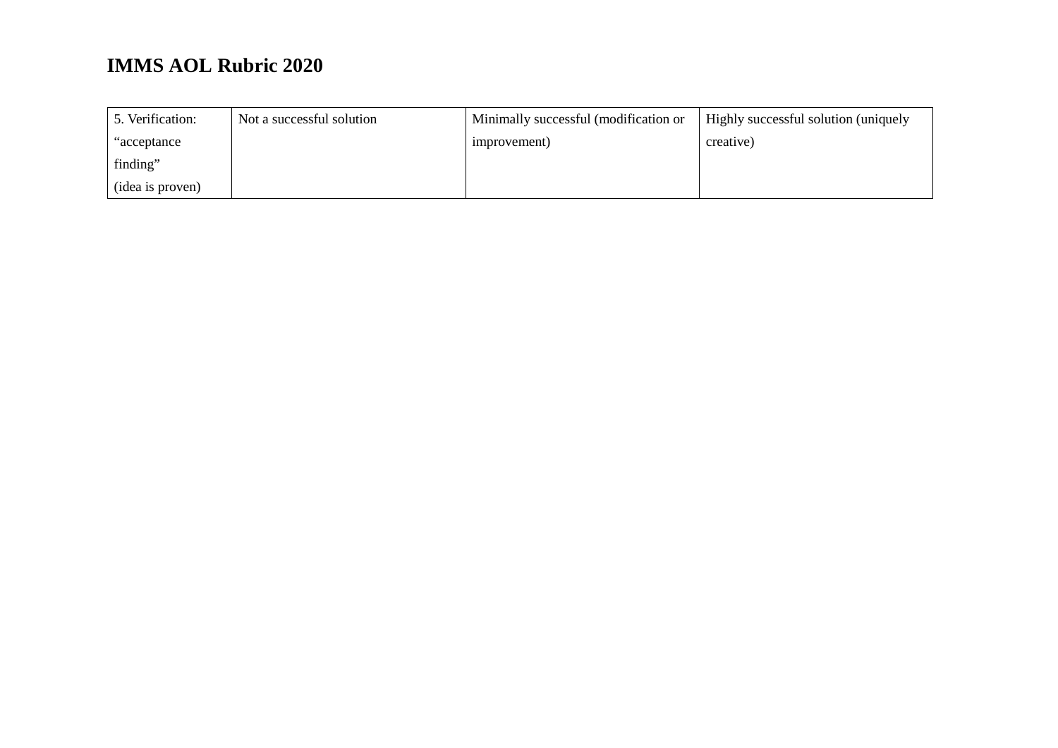## IMMS AOL Rubric 2020

| | | | |
|---|---|---|---|
| 5. Verification: "acceptance finding" (idea is proven) | Not a successful solution | Minimally successful (modification or improvement) | Highly successful solution (uniquely creative) |